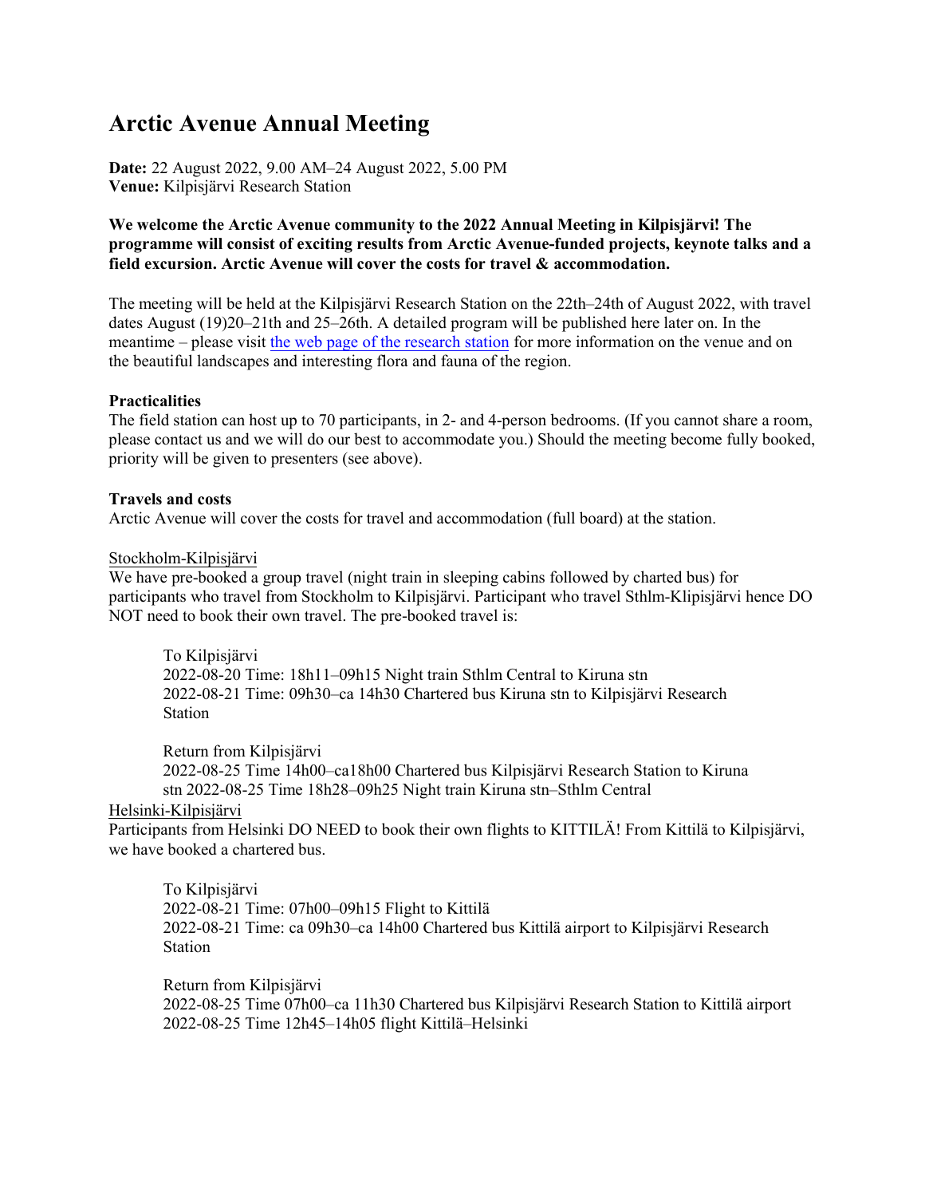# Arctic Avenue Annual Meeting

**Date:** 22 August 2022, 9.00 AM–24 August 2022, 5.00 PM
**Venue:** Kilpisjärvi Research Station

**We welcome the Arctic Avenue community to the 2022 Annual Meeting in Kilpisjärvi! The programme will consist of exciting results from Arctic Avenue-funded projects, keynote talks and a field excursion. Arctic Avenue will cover the costs for travel & accommodation.**

The meeting will be held at the Kilpisjärvi Research Station on the 22th–24th of August 2022, with travel dates August (19)20–21th and 25–26th. A detailed program will be published here later on. In the meantime – please visit the web page of the research station for more information on the venue and on the beautiful landscapes and interesting flora and fauna of the region.

**Practicalities**
The field station can host up to 70 participants, in 2- and 4-person bedrooms. (If you cannot share a room, please contact us and we will do our best to accommodate you.) Should the meeting become fully booked, priority will be given to presenters (see above).

**Travels and costs**
Arctic Avenue will cover the costs for travel and accommodation (full board) at the station.

Stockholm-Kilpisjärvi
We have pre-booked a group travel (night train in sleeping cabins followed by charted bus) for participants who travel from Stockholm to Kilpisjärvi. Participant who travel Sthlm-Klipisjärvi hence DO NOT need to book their own travel. The pre-booked travel is:

> To Kilpisjärvi
> 2022-08-20 Time: 18h11–09h15 Night train Sthlm Central to Kiruna stn
> 2022-08-21 Time: 09h30–ca 14h30 Chartered bus Kiruna stn to Kilpisjärvi Research Station
>
> Return from Kilpisjärvi
> 2022-08-25 Time 14h00–ca18h00 Chartered bus Kilpisjärvi Research Station to Kiruna stn 2022-08-25 Time 18h28–09h25 Night train Kiruna stn–Sthlm Central

Helsinki-Kilpisjärvi
Participants from Helsinki DO NEED to book their own flights to KITTILÄ! From Kittilä to Kilpisjärvi, we have booked a chartered bus.

> To Kilpisjärvi
> 2022-08-21 Time: 07h00–09h15 Flight to Kittilä
> 2022-08-21 Time: ca 09h30–ca 14h00 Chartered bus Kittilä airport to Kilpisjärvi Research Station
>
> Return from Kilpisjärvi
> 2022-08-25 Time 07h00–ca 11h30 Chartered bus Kilpisjärvi Research Station to Kittilä airport
> 2022-08-25 Time 12h45–14h05 flight Kittilä–Helsinki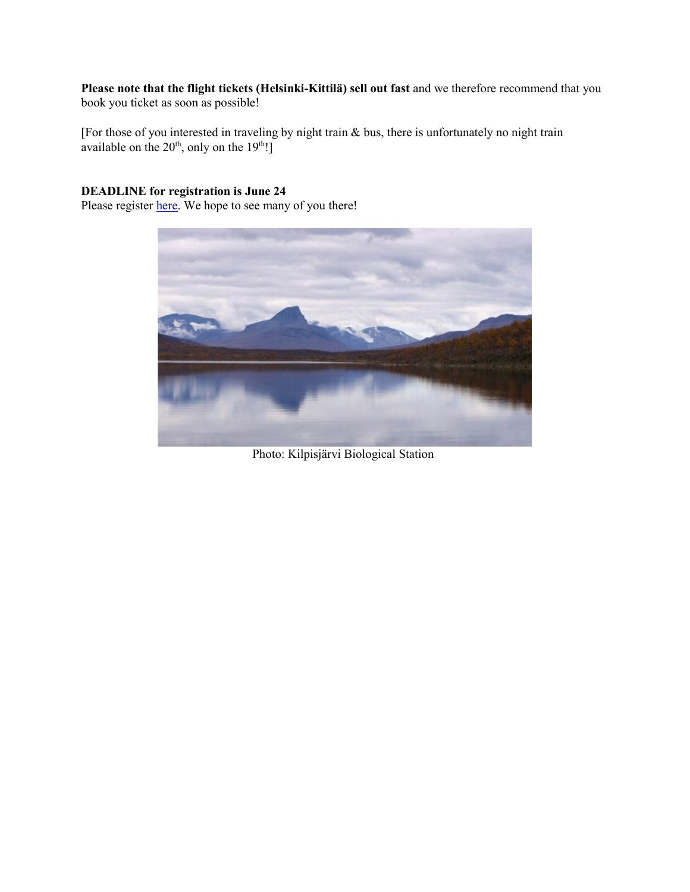**Please note that the flight tickets (Helsinki-Kittilä) sell out fast** and we therefore recommend that you book you ticket as soon as possible!

[For those of you interested in traveling by night train & bus, there is unfortunately no night train available on the 20th, only on the 19th!]

**DEADLINE for registration is June 24**

Please register here. We hope to see many of you there!

Photo: Kilpisjärvi Biological Station